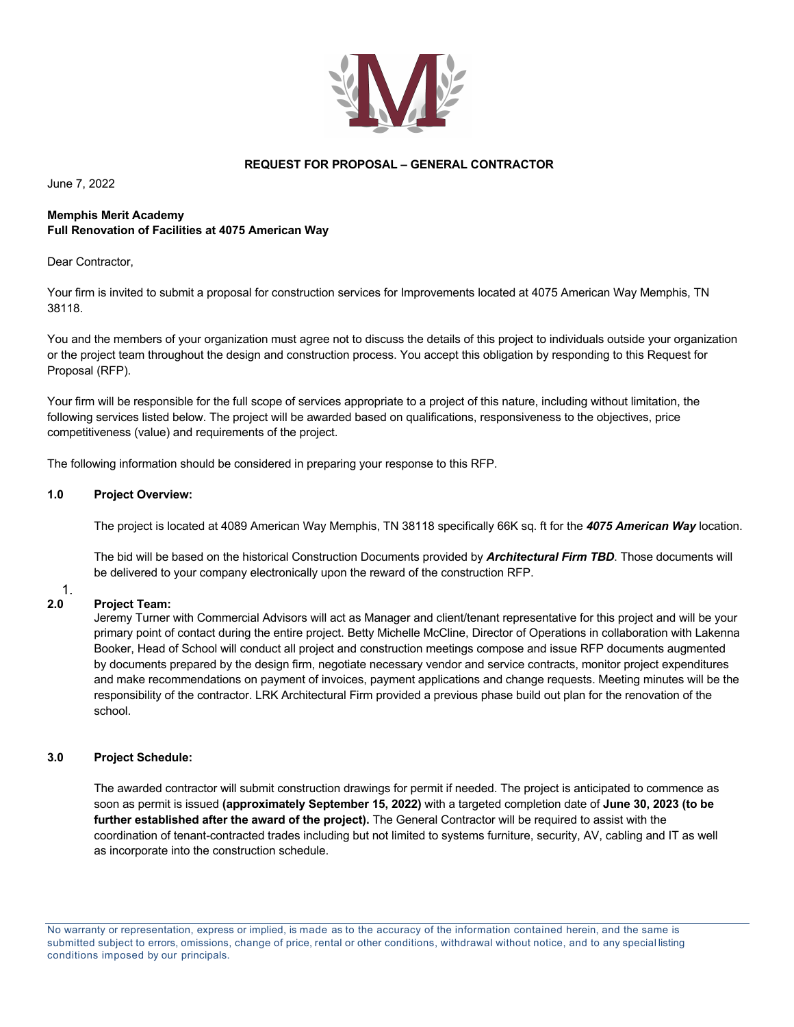**REQUEST FOR PROPOSAL – GENERAL CONTRACTOR**

June 7, 2022

**Memphis Merit Academy**
**Full Renovation of Facilities at 4075 American Way**

Dear Contractor,

Your firm is invited to submit a proposal for construction services for Improvements located at 4075 American Way Memphis, TN 38118.

You and the members of your organization must agree not to discuss the details of this project to individuals outside your organization or the project team throughout the design and construction process. You accept this obligation by responding to this Request for Proposal (RFP).

Your firm will be responsible for the full scope of services appropriate to a project of this nature, including without limitation, the following services listed below. The project will be awarded based on qualifications, responsiveness to the objectives, price competitiveness (value) and requirements of the project.

The following information should be considered in preparing your response to this RFP.

## 1.0 Project Overview:

The project is located at 4089 American Way Memphis, TN 38118 specifically 66K sq. ft for the ***4075 American Way*** location.

The bid will be based on the historical Construction Documents provided by ***Architectural Firm TBD***. Those documents will be delivered to your company electronically upon the reward of the construction RFP.

1.

## 2.0 Project Team:

Jeremy Turner with Commercial Advisors will act as Manager and client/tenant representative for this project and will be your primary point of contact during the entire project. Betty Michelle McCline, Director of Operations in collaboration with Lakenna Booker, Head of School will conduct all project and construction meetings compose and issue RFP documents augmented by documents prepared by the design firm, negotiate necessary vendor and service contracts, monitor project expenditures and make recommendations on payment of invoices, payment applications and change requests. Meeting minutes will be the responsibility of the contractor. LRK Architectural Firm provided a previous phase build out plan for the renovation of the school.

## 3.0 Project Schedule:

The awarded contractor will submit construction drawings for permit if needed. The project is anticipated to commence as soon as permit is issued **(approximately September 15, 2022)** with a targeted completion date of **June 30, 2023 (to be further established after the award of the project).** The General Contractor will be required to assist with the coordination of tenant-contracted trades including but not limited to systems furniture, security, AV, cabling and IT as well as incorporate into the construction schedule.

No warranty or representation, express or implied, is made as to the accuracy of the information contained herein, and the same is submitted subject to errors, omissions, change of price, rental or other conditions, withdrawal without notice, and to any special listing conditions imposed by our principals.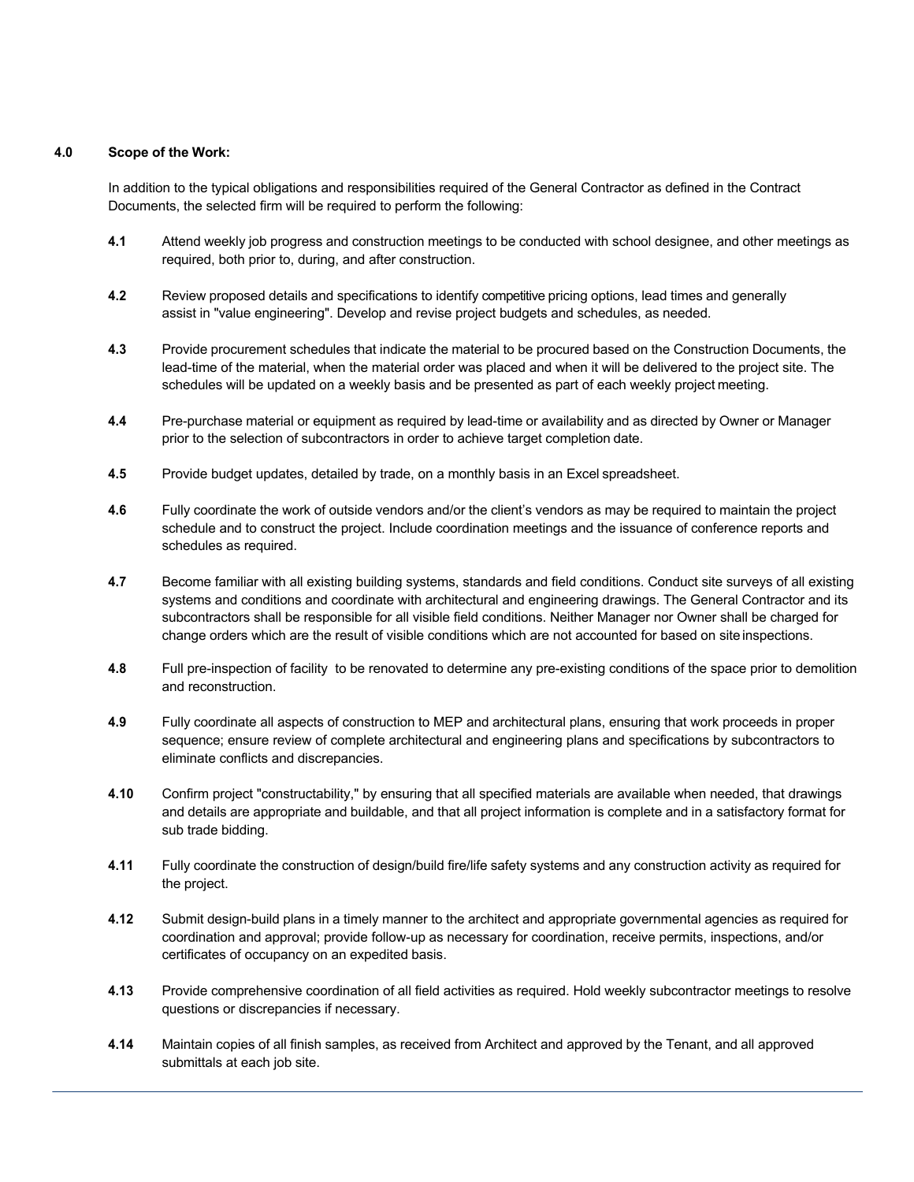**4.0 Scope of the Work:**

In addition to the typical obligations and responsibilities required of the General Contractor as defined in the Contract Documents, the selected firm will be required to perform the following:

**4.1** Attend weekly job progress and construction meetings to be conducted with school designee, and other meetings as required, both prior to, during, and after construction.

**4.2** Review proposed details and specifications to identify competitive pricing options, lead times and generally assist in "value engineering". Develop and revise project budgets and schedules, as needed.

**4.3** Provide procurement schedules that indicate the material to be procured based on the Construction Documents, the lead-time of the material, when the material order was placed and when it will be delivered to the project site. The schedules will be updated on a weekly basis and be presented as part of each weekly project meeting.

**4.4** Pre-purchase material or equipment as required by lead-time or availability and as directed by Owner or Manager prior to the selection of subcontractors in order to achieve target completion date.

**4.5** Provide budget updates, detailed by trade, on a monthly basis in an Excel spreadsheet.

**4.6** Fully coordinate the work of outside vendors and/or the client's vendors as may be required to maintain the project schedule and to construct the project. Include coordination meetings and the issuance of conference reports and schedules as required.

**4.7** Become familiar with all existing building systems, standards and field conditions. Conduct site surveys of all existing systems and conditions and coordinate with architectural and engineering drawings. The General Contractor and its subcontractors shall be responsible for all visible field conditions. Neither Manager nor Owner shall be charged for change orders which are the result of visible conditions which are not accounted for based on site inspections.

**4.8** Full pre-inspection of facility to be renovated to determine any pre-existing conditions of the space prior to demolition and reconstruction.

**4.9** Fully coordinate all aspects of construction to MEP and architectural plans, ensuring that work proceeds in proper sequence; ensure review of complete architectural and engineering plans and specifications by subcontractors to eliminate conflicts and discrepancies.

**4.10** Confirm project "constructability," by ensuring that all specified materials are available when needed, that drawings and details are appropriate and buildable, and that all project information is complete and in a satisfactory format for sub trade bidding.

**4.11** Fully coordinate the construction of design/build fire/life safety systems and any construction activity as required for the project.

**4.12** Submit design-build plans in a timely manner to the architect and appropriate governmental agencies as required for coordination and approval; provide follow-up as necessary for coordination, receive permits, inspections, and/or certificates of occupancy on an expedited basis.

**4.13** Provide comprehensive coordination of all field activities as required. Hold weekly subcontractor meetings to resolve questions or discrepancies if necessary.

**4.14** Maintain copies of all finish samples, as received from Architect and approved by the Tenant, and all approved submittals at each job site.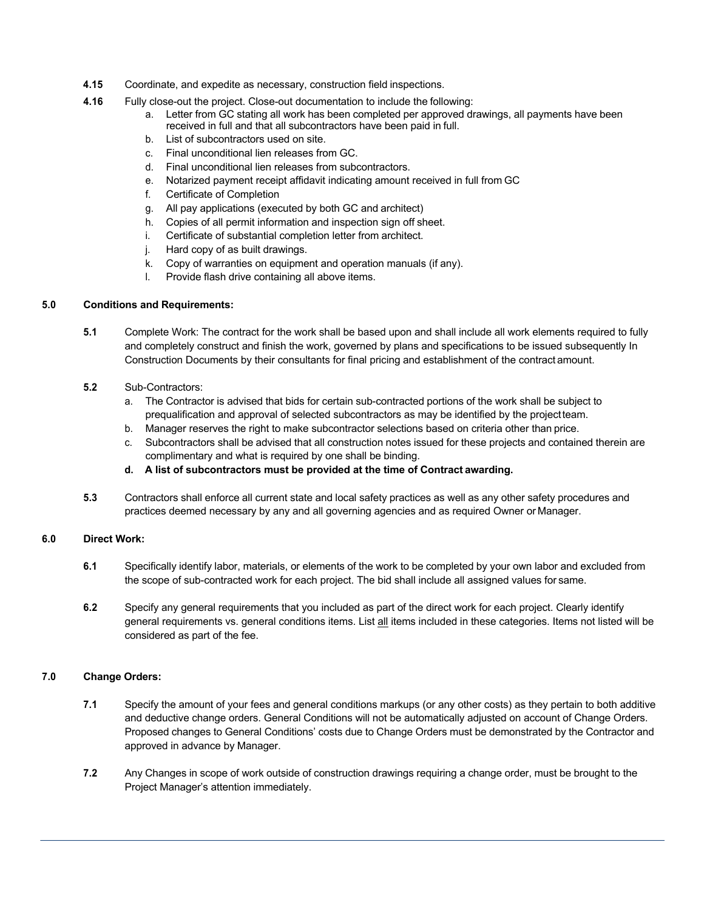**4.15** Coordinate, and expedite as necessary, construction field inspections.

**4.16** Fully close-out the project. Close-out documentation to include the following:

a. Letter from GC stating all work has been completed per approved drawings, all payments have been received in full and that all subcontractors have been paid in full.
b. List of subcontractors used on site.
c. Final unconditional lien releases from GC.
d. Final unconditional lien releases from subcontractors.
e. Notarized payment receipt affidavit indicating amount received in full from GC
f. Certificate of Completion
g. All pay applications (executed by both GC and architect)
h. Copies of all permit information and inspection sign off sheet.
i. Certificate of substantial completion letter from architect.
j. Hard copy of as built drawings.
k. Copy of warranties on equipment and operation manuals (if any).
l. Provide flash drive containing all above items.

## 5.0 Conditions and Requirements:

**5.1** Complete Work: The contract for the work shall be based upon and shall include all work elements required to fully and completely construct and finish the work, governed by plans and specifications to be issued subsequently In Construction Documents by their consultants for final pricing and establishment of the contract amount.

**5.2** Sub-Contractors:

a. The Contractor is advised that bids for certain sub-contracted portions of the work shall be subject to prequalification and approval of selected subcontractors as may be identified by the project team.
b. Manager reserves the right to make subcontractor selections based on criteria other than price.
c. Subcontractors shall be advised that all construction notes issued for these projects and contained therein are complimentary and what is required by one shall be binding.
**d. A list of subcontractors must be provided at the time of Contract awarding.**

**5.3** Contractors shall enforce all current state and local safety practices as well as any other safety procedures and practices deemed necessary by any and all governing agencies and as required Owner or Manager.

## 6.0 Direct Work:

**6.1** Specifically identify labor, materials, or elements of the work to be completed by your own labor and excluded from the scope of sub-contracted work for each project. The bid shall include all assigned values for same.

**6.2** Specify any general requirements that you included as part of the direct work for each project. Clearly identify general requirements vs. general conditions items. List all items included in these categories. Items not listed will be considered as part of the fee.

## 7.0 Change Orders:

**7.1** Specify the amount of your fees and general conditions markups (or any other costs) as they pertain to both additive and deductive change orders. General Conditions will not be automatically adjusted on account of Change Orders. Proposed changes to General Conditions' costs due to Change Orders must be demonstrated by the Contractor and approved in advance by Manager.

**7.2** Any Changes in scope of work outside of construction drawings requiring a change order, must be brought to the Project Manager's attention immediately.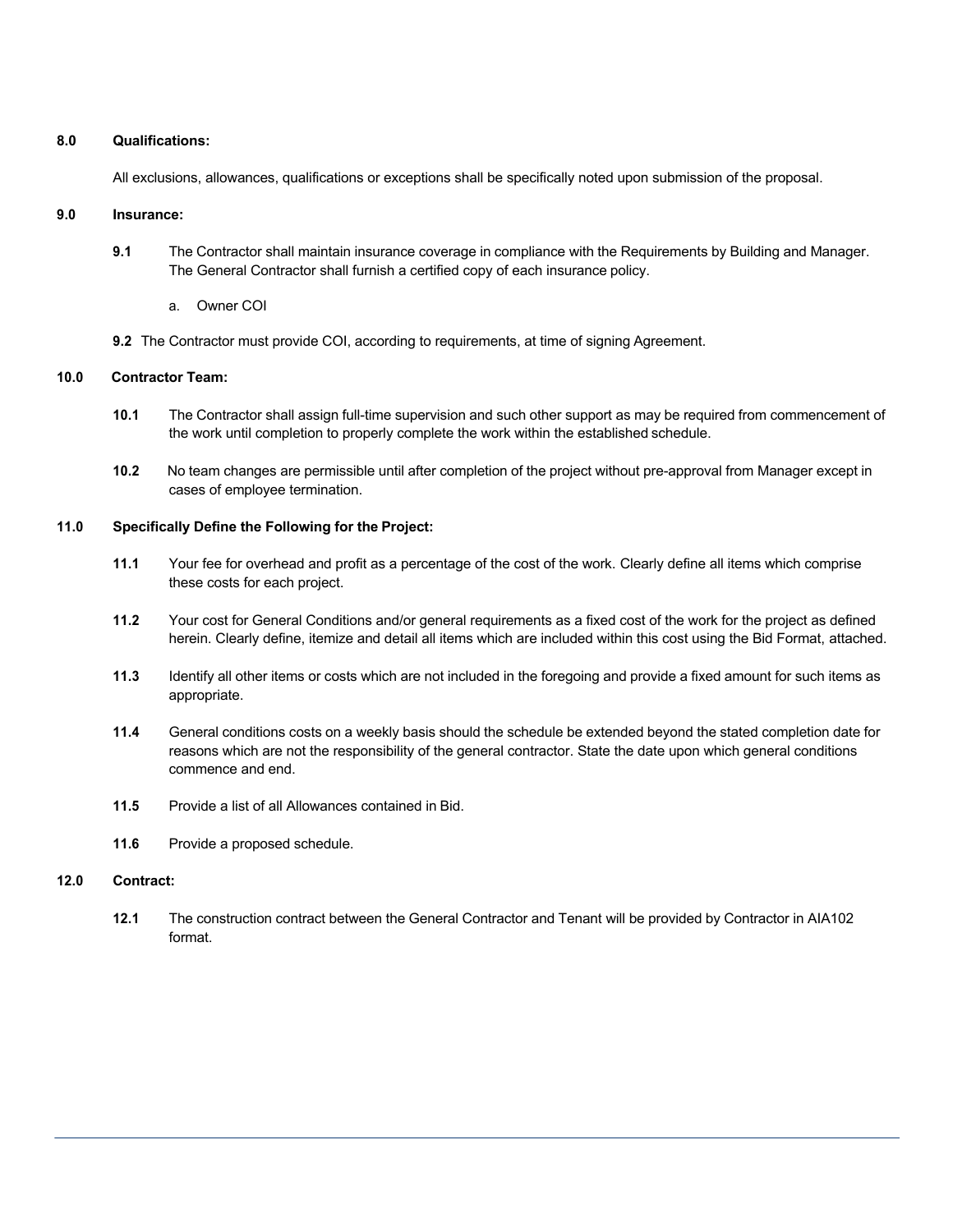**8.0 Qualifications:**

All exclusions, allowances, qualifications or exceptions shall be specifically noted upon submission of the proposal.

**9.0 Insurance:**

**9.1** The Contractor shall maintain insurance coverage in compliance with the Requirements by Building and Manager. The General Contractor shall furnish a certified copy of each insurance policy.

a. Owner COI

**9.2** The Contractor must provide COI, according to requirements, at time of signing Agreement.

**10.0 Contractor Team:**

**10.1** The Contractor shall assign full-time supervision and such other support as may be required from commencement of the work until completion to properly complete the work within the established schedule.

**10.2** No team changes are permissible until after completion of the project without pre-approval from Manager except in cases of employee termination.

**11.0 Specifically Define the Following for the Project:**

**11.1** Your fee for overhead and profit as a percentage of the cost of the work. Clearly define all items which comprise these costs for each project.

**11.2** Your cost for General Conditions and/or general requirements as a fixed cost of the work for the project as defined herein. Clearly define, itemize and detail all items which are included within this cost using the Bid Format, attached.

**11.3** Identify all other items or costs which are not included in the foregoing and provide a fixed amount for such items as appropriate.

**11.4** General conditions costs on a weekly basis should the schedule be extended beyond the stated completion date for reasons which are not the responsibility of the general contractor. State the date upon which general conditions commence and end.

**11.5** Provide a list of all Allowances contained in Bid.

**11.6** Provide a proposed schedule.

**12.0 Contract:**

**12.1** The construction contract between the General Contractor and Tenant will be provided by Contractor in AIA102 format.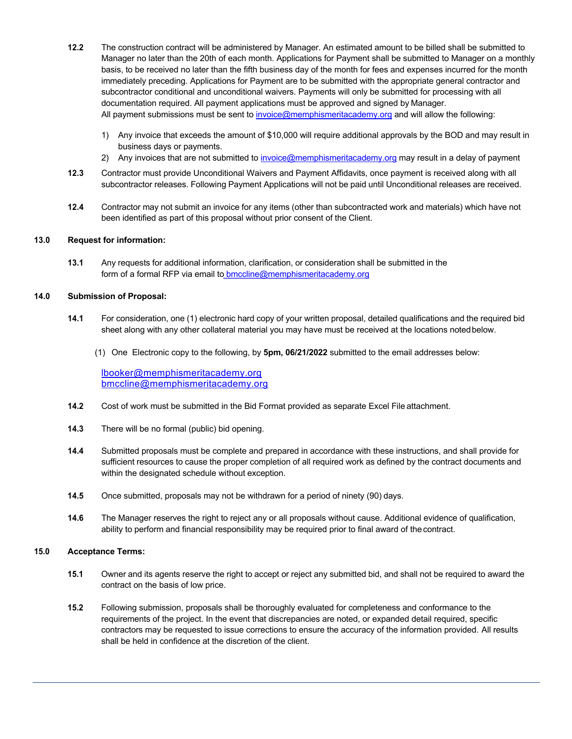**12.2** The construction contract will be administered by Manager. An estimated amount to be billed shall be submitted to Manager no later than the 20th of each month. Applications for Payment shall be submitted to Manager on a monthly basis, to be received no later than the fifth business day of the month for fees and expenses incurred for the month immediately preceding. Applications for Payment are to be submitted with the appropriate general contractor and subcontractor conditional and unconditional waivers. Payments will only be submitted for processing with all documentation required. All payment applications must be approved and signed by Manager.
All payment submissions must be sent to invoice@memphismeritacademy.org and will allow the following:

1) Any invoice that exceeds the amount of $10,000 will require additional approvals by the BOD and may result in business days or payments.
2) Any invoices that are not submitted to invoice@memphismeritacademy.org may result in a delay of payment

**12.3** Contractor must provide Unconditional Waivers and Payment Affidavits, once payment is received along with all subcontractor releases. Following Payment Applications will not be paid until Unconditional releases are received.

**12.4** Contractor may not submit an invoice for any items (other than subcontracted work and materials) which have not been identified as part of this proposal without prior consent of the Client.

## 13.0 Request for information:

**13.1** Any requests for additional information, clarification, or consideration shall be submitted in the form of a formal RFP via email to bmccline@memphismeritacademy.org

## 14.0 Submission of Proposal:

**14.1** For consideration, one (1) electronic hard copy of your written proposal, detailed qualifications and the required bid sheet along with any other collateral material you may have must be received at the locations noted below.

(1) One Electronic copy to the following, by **5pm, 06/21/2022** submitted to the email addresses below:

lbooker@memphismeritacademy.org
bmccline@memphismeritacademy.org

**14.2** Cost of work must be submitted in the Bid Format provided as separate Excel File attachment.

**14.3** There will be no formal (public) bid opening.

**14.4** Submitted proposals must be complete and prepared in accordance with these instructions, and shall provide for sufficient resources to cause the proper completion of all required work as defined by the contract documents and within the designated schedule without exception.

**14.5** Once submitted, proposals may not be withdrawn for a period of ninety (90) days.

**14.6** The Manager reserves the right to reject any or all proposals without cause. Additional evidence of qualification, ability to perform and financial responsibility may be required prior to final award of the contract.

## 15.0 Acceptance Terms:

**15.1** Owner and its agents reserve the right to accept or reject any submitted bid, and shall not be required to award the contract on the basis of low price.

**15.2** Following submission, proposals shall be thoroughly evaluated for completeness and conformance to the requirements of the project. In the event that discrepancies are noted, or expanded detail required, specific contractors may be requested to issue corrections to ensure the accuracy of the information provided. All results shall be held in confidence at the discretion of the client.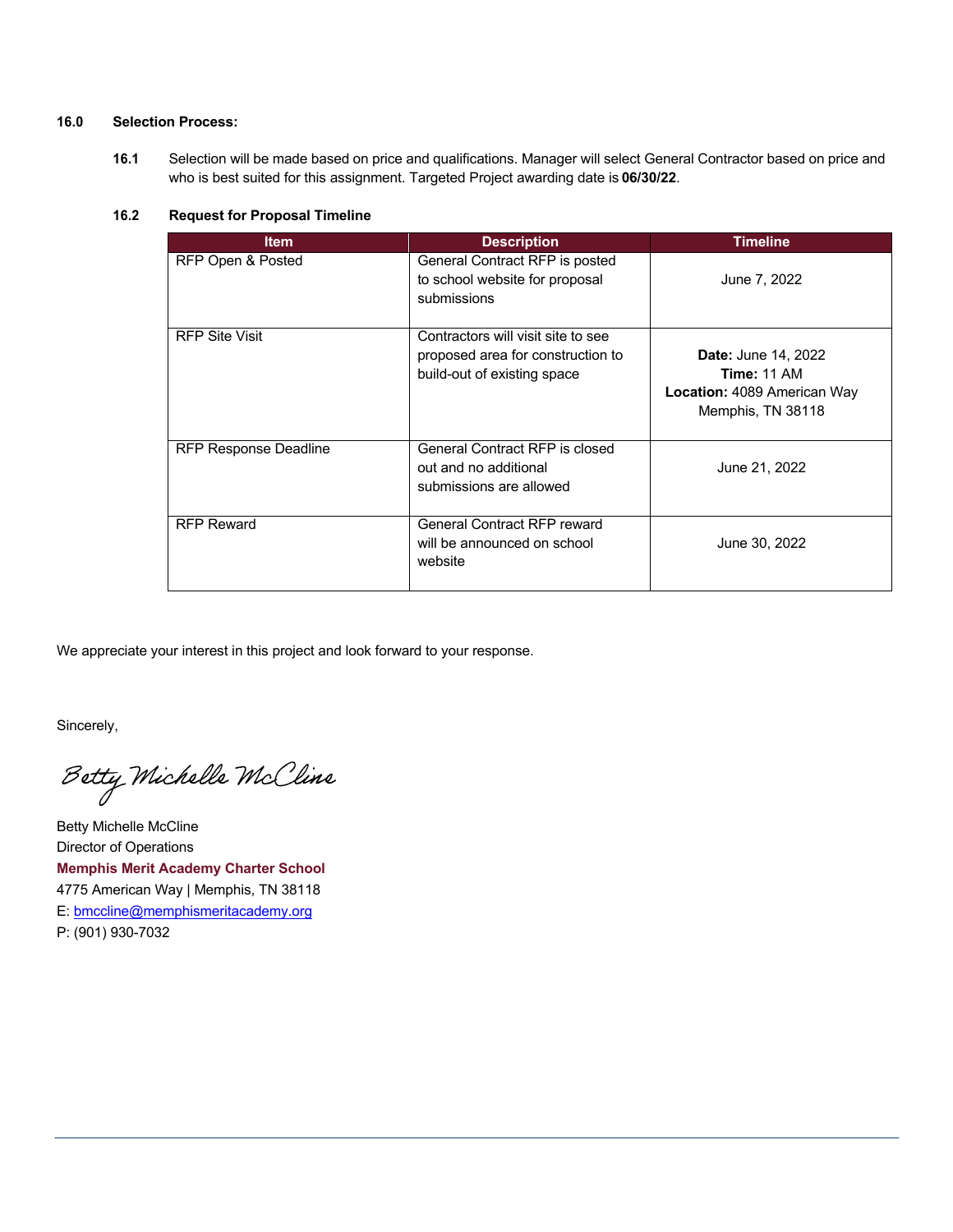**16.0 Selection Process:**

**16.1** Selection will be made based on price and qualifications. Manager will select General Contractor based on price and who is best suited for this assignment. Targeted Project awarding date is **06/30/22**.

**16.2 Request for Proposal Timeline**

| Item | Description | Timeline |
|---|---|---|
| RFP Open & Posted | General Contract RFP is posted to school website for proposal submissions | June 7, 2022 |
| RFP Site Visit | Contractors will visit site to see proposed area for construction to build-out of existing space | **Date:** June 14, 2022<br>**Time:** 11 AM<br>**Location:** 4089 American Way Memphis, TN 38118 |
| RFP Response Deadline | General Contract RFP is closed out and no additional submissions are allowed | June 21, 2022 |
| RFP Reward | General Contract RFP reward will be announced on school website | June 30, 2022 |

We appreciate your interest in this project and look forward to your response.

Sincerely,

Betty Michelle McCline

Betty Michelle McCline
Director of Operations
**Memphis Merit Academy Charter School**
4775 American Way | Memphis, TN 38118
E: bmccline@memphismeritacademy.org
P: (901) 930-7032